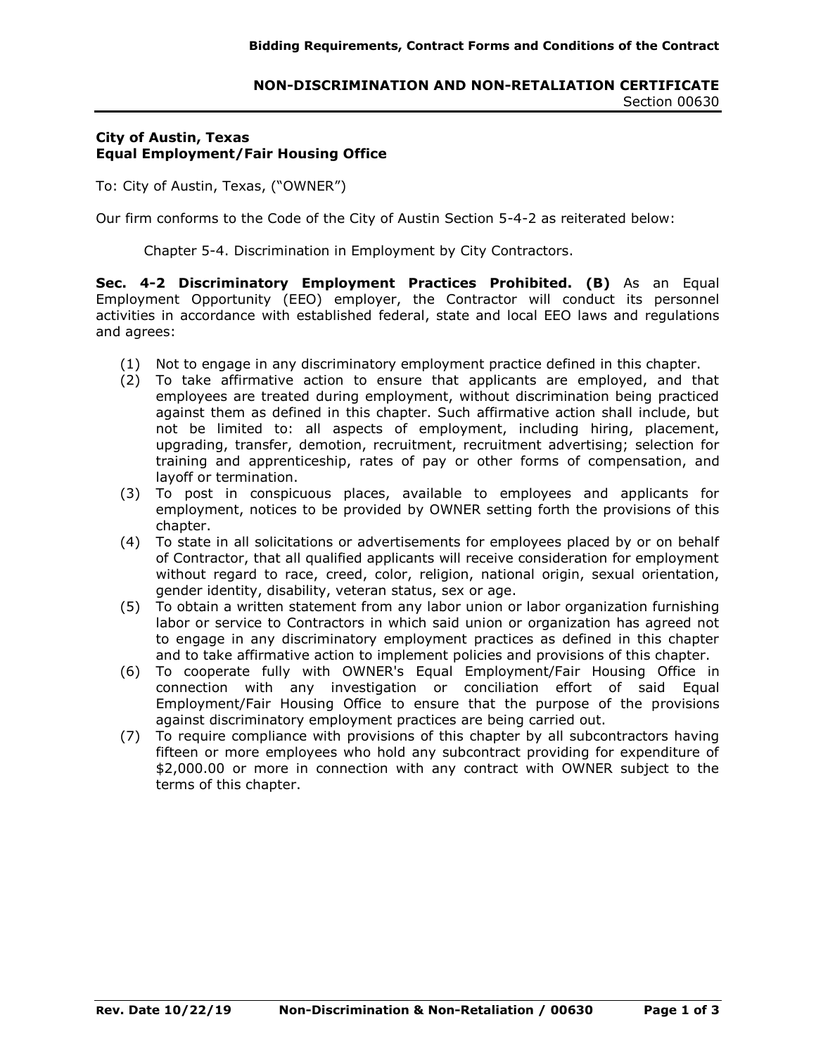## NON-DISCRIMINATION AND NON-RETALIATION CERTIFICATE

Section 00630

**City of Austin, Texas**
**Equal Employment/Fair Housing Office**

To: City of Austin, Texas, ("OWNER")

Our firm conforms to the Code of the City of Austin Section 5-4-2 as reiterated below:

Chapter 5-4. Discrimination in Employment by City Contractors.

**Sec. 4-2 Discriminatory Employment Practices Prohibited. (B)** As an Equal Employment Opportunity (EEO) employer, the Contractor will conduct its personnel activities in accordance with established federal, state and local EEO laws and regulations and agrees:

(1) Not to engage in any discriminatory employment practice defined in this chapter.

(2) To take affirmative action to ensure that applicants are employed, and that employees are treated during employment, without discrimination being practiced against them as defined in this chapter. Such affirmative action shall include, but not be limited to: all aspects of employment, including hiring, placement, upgrading, transfer, demotion, recruitment, recruitment advertising; selection for training and apprenticeship, rates of pay or other forms of compensation, and layoff or termination.

(3) To post in conspicuous places, available to employees and applicants for employment, notices to be provided by OWNER setting forth the provisions of this chapter.

(4) To state in all solicitations or advertisements for employees placed by or on behalf of Contractor, that all qualified applicants will receive consideration for employment without regard to race, creed, color, religion, national origin, sexual orientation, gender identity, disability, veteran status, sex or age.

(5) To obtain a written statement from any labor union or labor organization furnishing labor or service to Contractors in which said union or organization has agreed not to engage in any discriminatory employment practices as defined in this chapter and to take affirmative action to implement policies and provisions of this chapter.

(6) To cooperate fully with OWNER's Equal Employment/Fair Housing Office in connection with any investigation or conciliation effort of said Equal Employment/Fair Housing Office to ensure that the purpose of the provisions against discriminatory employment practices are being carried out.

(7) To require compliance with provisions of this chapter by all subcontractors having fifteen or more employees who hold any subcontract providing for expenditure of $2,000.00 or more in connection with any contract with OWNER subject to the terms of this chapter.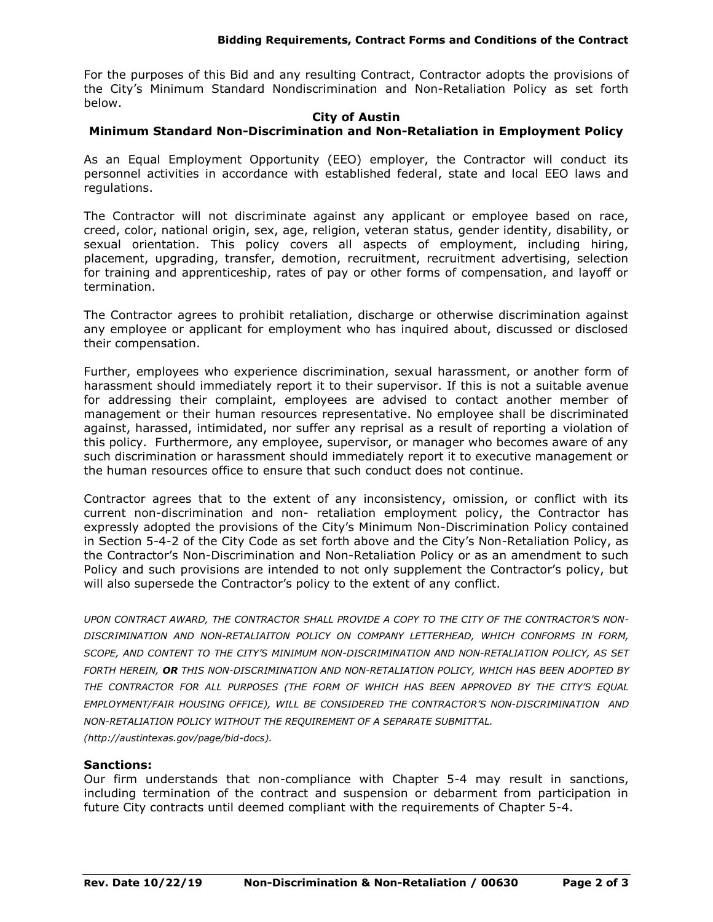For the purposes of this Bid and any resulting Contract, Contractor adopts the provisions of the City's Minimum Standard Nondiscrimination and Non-Retaliation Policy as set forth below.

## City of Austin
## Minimum Standard Non-Discrimination and Non-Retaliation in Employment Policy

As an Equal Employment Opportunity (EEO) employer, the Contractor will conduct its personnel activities in accordance with established federal, state and local EEO laws and regulations.

The Contractor will not discriminate against any applicant or employee based on race, creed, color, national origin, sex, age, religion, veteran status, gender identity, disability, or sexual orientation. This policy covers all aspects of employment, including hiring, placement, upgrading, transfer, demotion, recruitment, recruitment advertising, selection for training and apprenticeship, rates of pay or other forms of compensation, and layoff or termination.

The Contractor agrees to prohibit retaliation, discharge or otherwise discrimination against any employee or applicant for employment who has inquired about, discussed or disclosed their compensation.

Further, employees who experience discrimination, sexual harassment, or another form of harassment should immediately report it to their supervisor. If this is not a suitable avenue for addressing their complaint, employees are advised to contact another member of management or their human resources representative. No employee shall be discriminated against, harassed, intimidated, nor suffer any reprisal as a result of reporting a violation of this policy. Furthermore, any employee, supervisor, or manager who becomes aware of any such discrimination or harassment should immediately report it to executive management or the human resources office to ensure that such conduct does not continue.

Contractor agrees that to the extent of any inconsistency, omission, or conflict with its current non-discrimination and non- retaliation employment policy, the Contractor has expressly adopted the provisions of the City's Minimum Non-Discrimination Policy contained in Section 5-4-2 of the City Code as set forth above and the City's Non-Retaliation Policy, as the Contractor's Non-Discrimination and Non-Retaliation Policy or as an amendment to such Policy and such provisions are intended to not only supplement the Contractor's policy, but will also supersede the Contractor's policy to the extent of any conflict.

*UPON CONTRACT AWARD, THE CONTRACTOR SHALL PROVIDE A COPY TO THE CITY OF THE CONTRACTOR'S NON-DISCRIMINATION AND NON-RETALIAITON POLICY ON COMPANY LETTERHEAD, WHICH CONFORMS IN FORM, SCOPE, AND CONTENT TO THE CITY'S MINIMUM NON-DISCRIMINATION AND NON-RETALIATION POLICY, AS SET FORTH HEREIN, **OR** THIS NON-DISCRIMINATION AND NON-RETALIATION POLICY, WHICH HAS BEEN ADOPTED BY THE CONTRACTOR FOR ALL PURPOSES (THE FORM OF WHICH HAS BEEN APPROVED BY THE CITY'S EQUAL EMPLOYMENT/FAIR HOUSING OFFICE), WILL BE CONSIDERED THE CONTRACTOR'S NON-DISCRIMINATION AND NON-RETALIATION POLICY WITHOUT THE REQUIREMENT OF A SEPARATE SUBMITTAL. (http://austintexas.gov/page/bid-docs).*

### Sanctions:

Our firm understands that non-compliance with Chapter 5-4 may result in sanctions, including termination of the contract and suspension or debarment from participation in future City contracts until deemed compliant with the requirements of Chapter 5-4.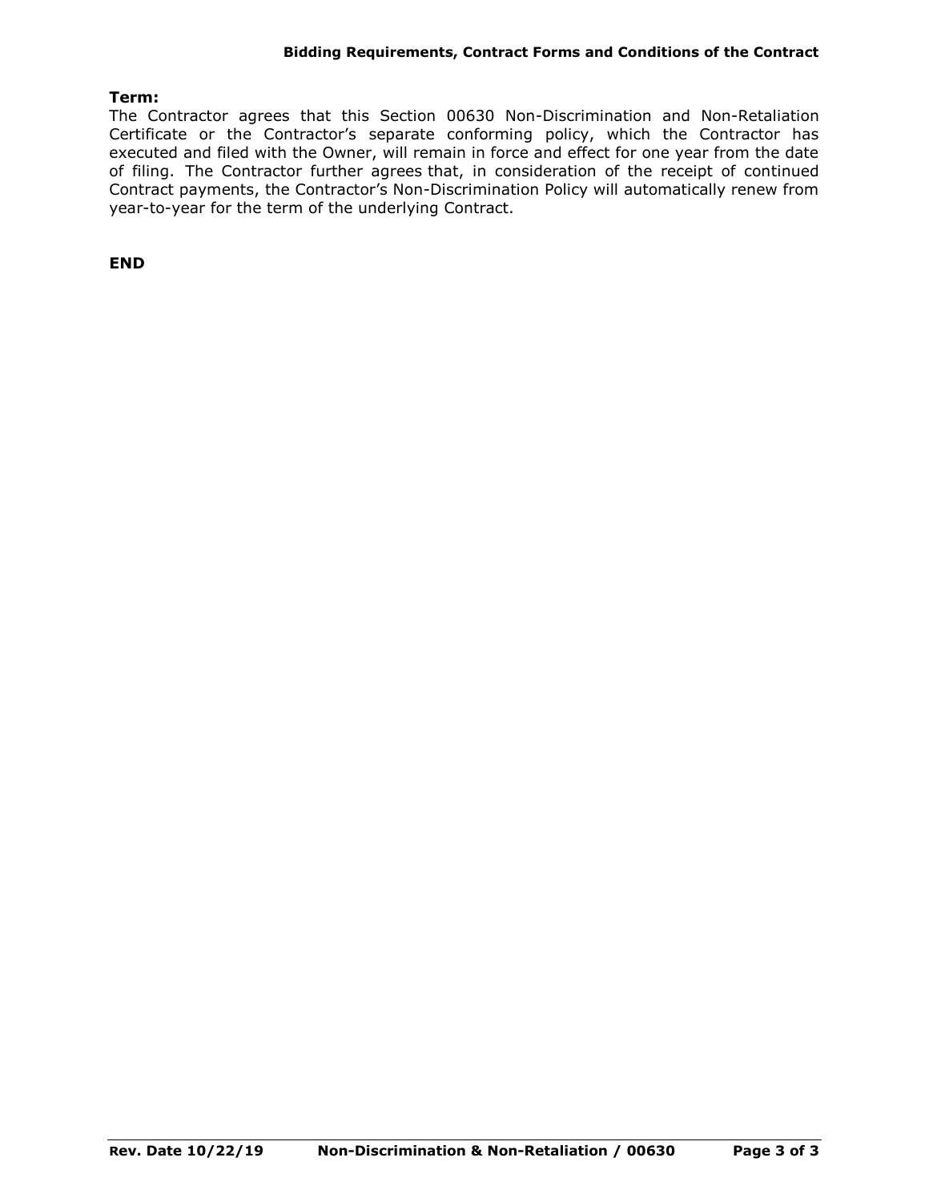**Term:**

The Contractor agrees that this Section 00630 Non-Discrimination and Non-Retaliation Certificate or the Contractor's separate conforming policy, which the Contractor has executed and filed with the Owner, will remain in force and effect for one year from the date of filing. The Contractor further agrees that, in consideration of the receipt of continued Contract payments, the Contractor's Non-Discrimination Policy will automatically renew from year-to-year for the term of the underlying Contract.

**END**